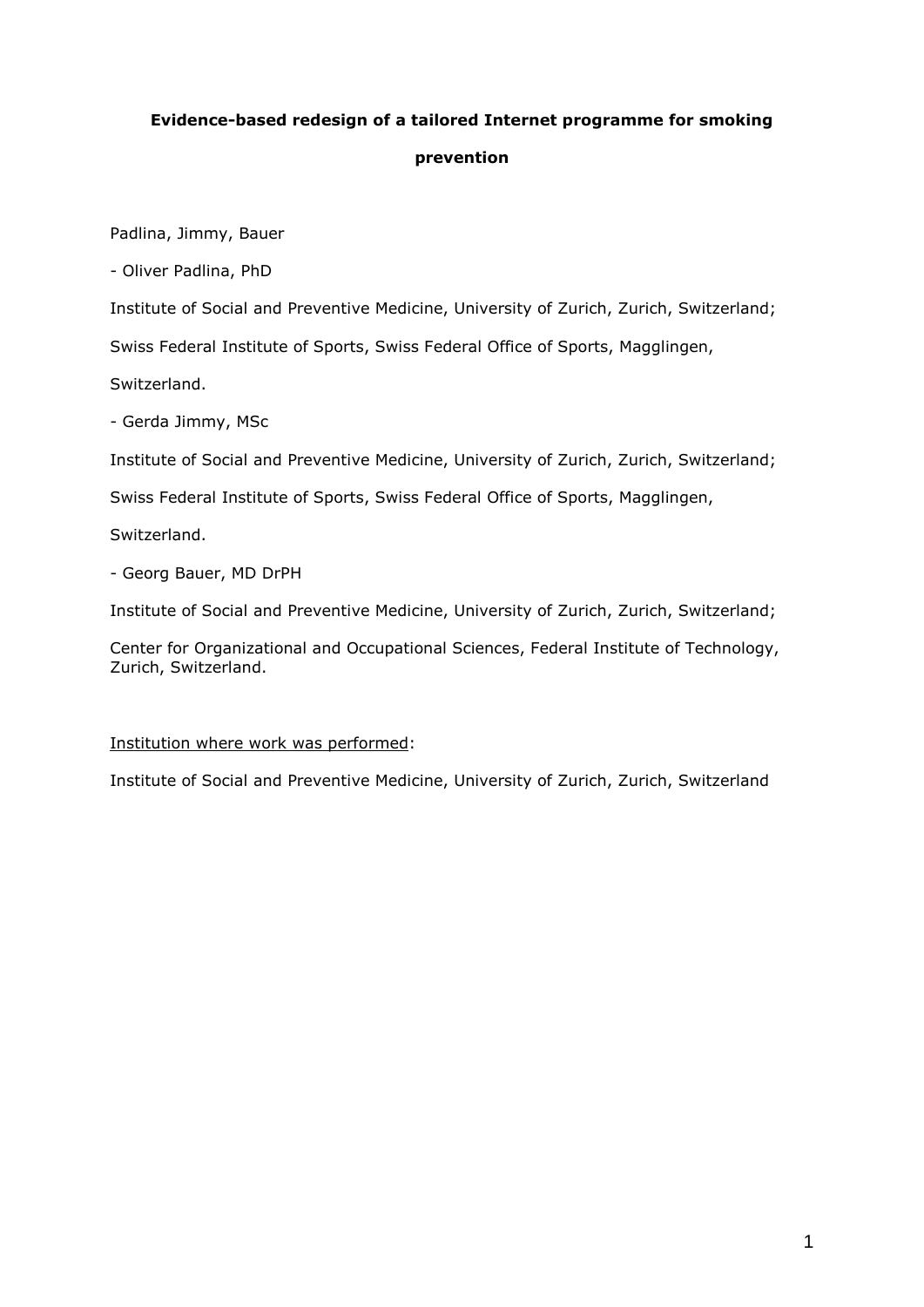**Evidence-based redesign of a tailored Internet programme for smoking prevention**

Padlina, Jimmy, Bauer

- Oliver Padlina, PhD

Institute of Social and Preventive Medicine, University of Zurich, Zurich, Switzerland;

Swiss Federal Institute of Sports, Swiss Federal Office of Sports, Magglingen, Switzerland.

- Gerda Jimmy, MSc

Institute of Social and Preventive Medicine, University of Zurich, Zurich, Switzerland;

Swiss Federal Institute of Sports, Swiss Federal Office of Sports, Magglingen, Switzerland.

- Georg Bauer, MD DrPH

Institute of Social and Preventive Medicine, University of Zurich, Zurich, Switzerland;

Center for Organizational and Occupational Sciences, Federal Institute of Technology, Zurich, Switzerland.

Institution where work was performed:

Institute of Social and Preventive Medicine, University of Zurich, Zurich, Switzerland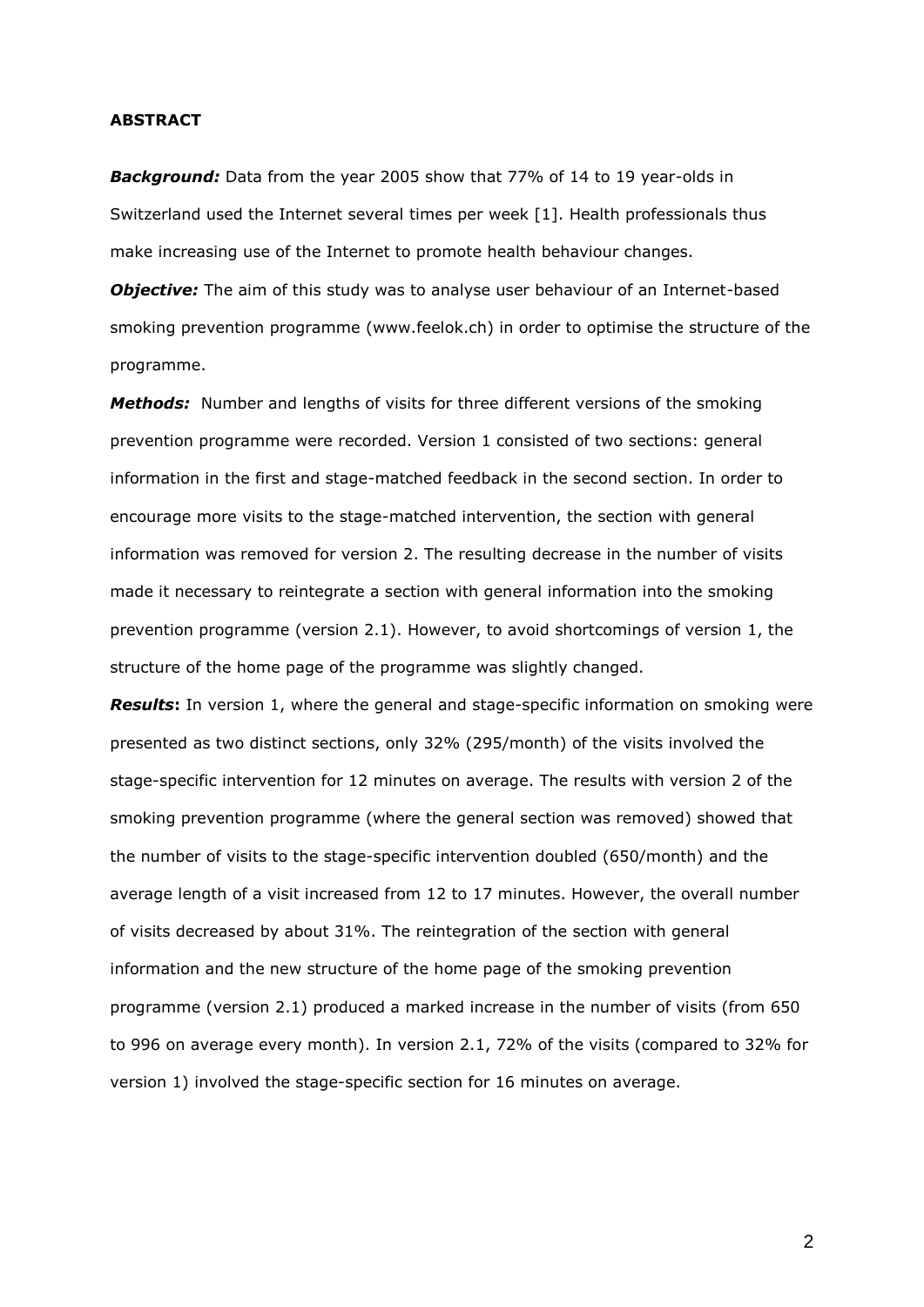## ABSTRACT

***Background:*** Data from the year 2005 show that 77% of 14 to 19 year-olds in Switzerland used the Internet several times per week [1]. Health professionals thus make increasing use of the Internet to promote health behaviour changes.

***Objective:*** The aim of this study was to analyse user behaviour of an Internet-based smoking prevention programme (www.feelok.ch) in order to optimise the structure of the programme.

***Methods:*** Number and lengths of visits for three different versions of the smoking prevention programme were recorded. Version 1 consisted of two sections: general information in the first and stage-matched feedback in the second section. In order to encourage more visits to the stage-matched intervention, the section with general information was removed for version 2. The resulting decrease in the number of visits made it necessary to reintegrate a section with general information into the smoking prevention programme (version 2.1). However, to avoid shortcomings of version 1, the structure of the home page of the programme was slightly changed.

***Results*:** In version 1, where the general and stage-specific information on smoking were presented as two distinct sections, only 32% (295/month) of the visits involved the stage-specific intervention for 12 minutes on average. The results with version 2 of the smoking prevention programme (where the general section was removed) showed that the number of visits to the stage-specific intervention doubled (650/month) and the average length of a visit increased from 12 to 17 minutes. However, the overall number of visits decreased by about 31%. The reintegration of the section with general information and the new structure of the home page of the smoking prevention programme (version 2.1) produced a marked increase in the number of visits (from 650 to 996 on average every month). In version 2.1, 72% of the visits (compared to 32% for version 1) involved the stage-specific section for 16 minutes on average.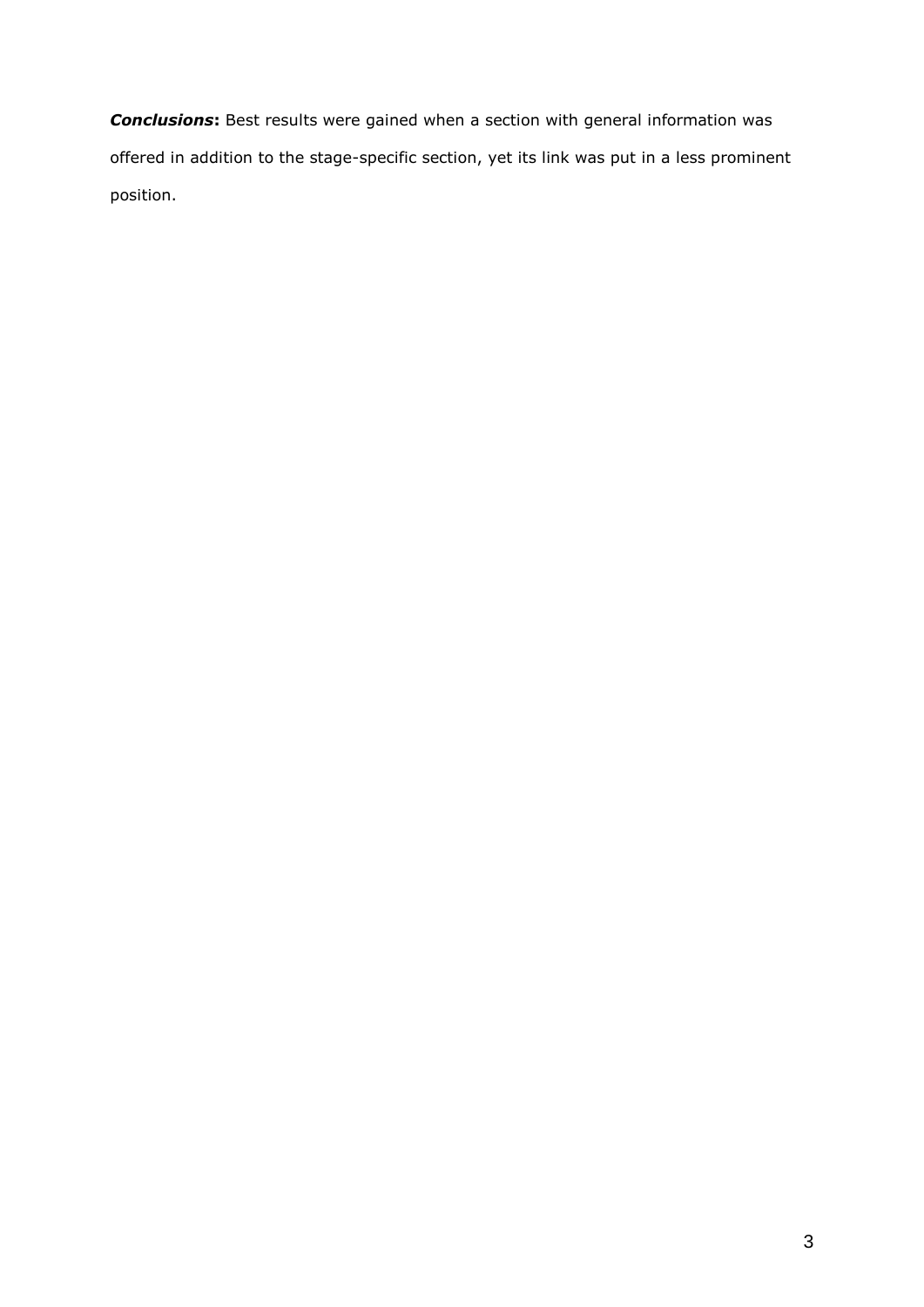***Conclusions*:** Best results were gained when a section with general information was offered in addition to the stage-specific section, yet its link was put in a less prominent position.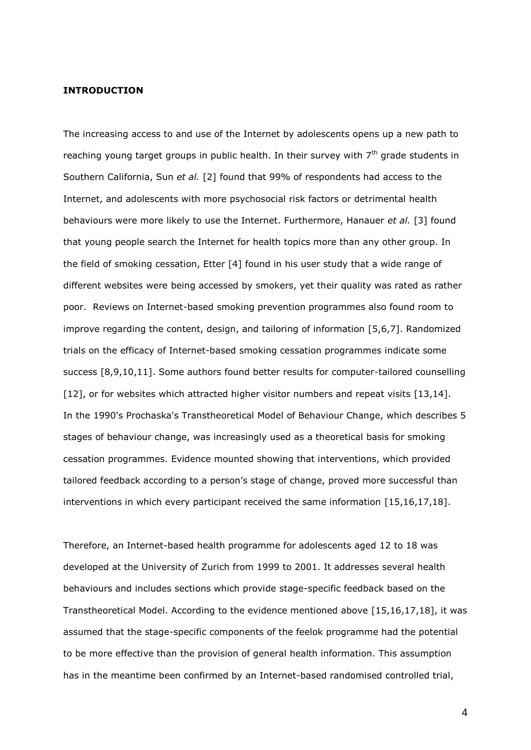## INTRODUCTION

The increasing access to and use of the Internet by adolescents opens up a new path to reaching young target groups in public health. In their survey with 7$^{th}$ grade students in Southern California, Sun *et al.* [2] found that 99% of respondents had access to the Internet, and adolescents with more psychosocial risk factors or detrimental health behaviours were more likely to use the Internet. Furthermore, Hanauer *et al.* [3] found that young people search the Internet for health topics more than any other group. In the field of smoking cessation, Etter [4] found in his user study that a wide range of different websites were being accessed by smokers, yet their quality was rated as rather poor. Reviews on Internet-based smoking prevention programmes also found room to improve regarding the content, design, and tailoring of information [5,6,7]. Randomized trials on the efficacy of Internet-based smoking cessation programmes indicate some success [8,9,10,11]. Some authors found better results for computer-tailored counselling [12], or for websites which attracted higher visitor numbers and repeat visits [13,14]. In the 1990's Prochaska's Transtheoretical Model of Behaviour Change, which describes 5 stages of behaviour change, was increasingly used as a theoretical basis for smoking cessation programmes. Evidence mounted showing that interventions, which provided tailored feedback according to a person's stage of change, proved more successful than interventions in which every participant received the same information [15,16,17,18].

Therefore, an Internet-based health programme for adolescents aged 12 to 18 was developed at the University of Zurich from 1999 to 2001. It addresses several health behaviours and includes sections which provide stage-specific feedback based on the Transtheoretical Model. According to the evidence mentioned above [15,16,17,18], it was assumed that the stage-specific components of the feelok programme had the potential to be more effective than the provision of general health information. This assumption has in the meantime been confirmed by an Internet-based randomised controlled trial,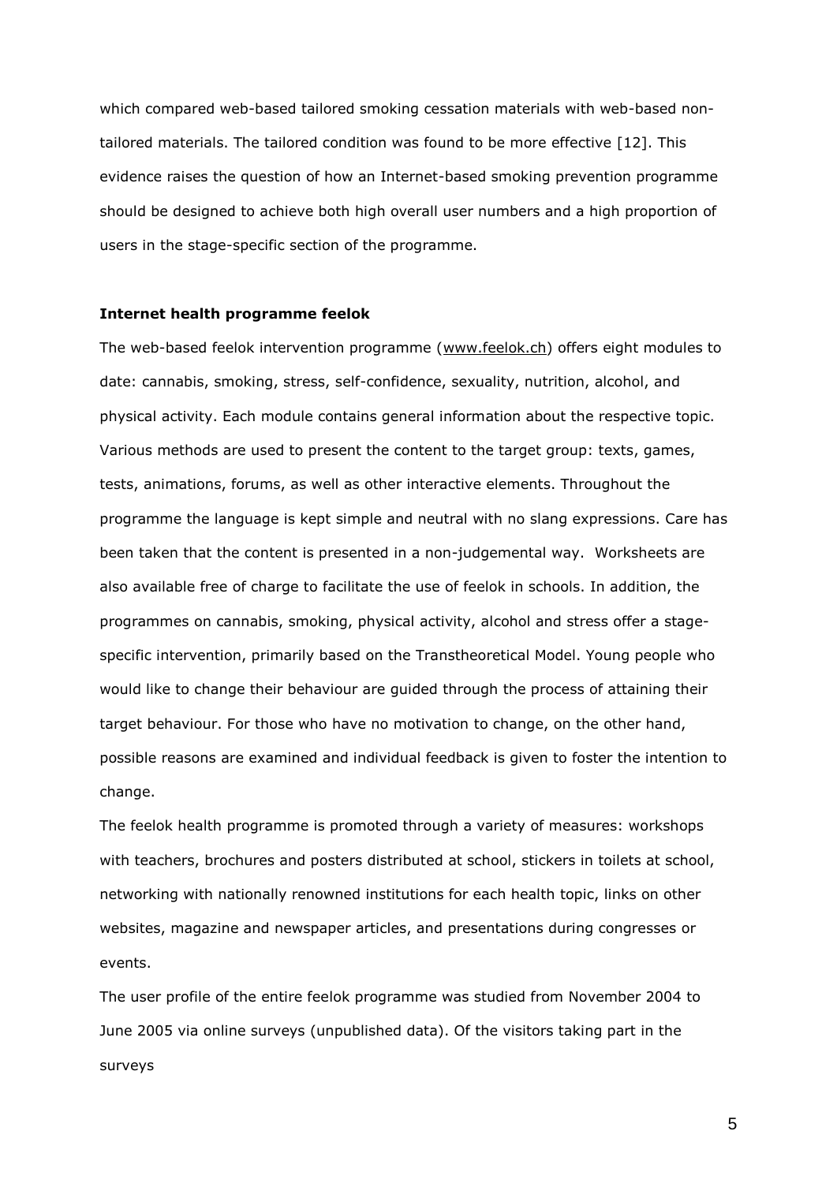which compared web-based tailored smoking cessation materials with web-based non-tailored materials. The tailored condition was found to be more effective [12]. This evidence raises the question of how an Internet-based smoking prevention programme should be designed to achieve both high overall user numbers and a high proportion of users in the stage-specific section of the programme.

**Internet health programme feelok**

The web-based feelok intervention programme (www.feelok.ch) offers eight modules to date: cannabis, smoking, stress, self-confidence, sexuality, nutrition, alcohol, and physical activity. Each module contains general information about the respective topic. Various methods are used to present the content to the target group: texts, games, tests, animations, forums, as well as other interactive elements. Throughout the programme the language is kept simple and neutral with no slang expressions. Care has been taken that the content is presented in a non-judgemental way. Worksheets are also available free of charge to facilitate the use of feelok in schools. In addition, the programmes on cannabis, smoking, physical activity, alcohol and stress offer a stage-specific intervention, primarily based on the Transtheoretical Model. Young people who would like to change their behaviour are guided through the process of attaining their target behaviour. For those who have no motivation to change, on the other hand, possible reasons are examined and individual feedback is given to foster the intention to change.

The feelok health programme is promoted through a variety of measures: workshops with teachers, brochures and posters distributed at school, stickers in toilets at school, networking with nationally renowned institutions for each health topic, links on other websites, magazine and newspaper articles, and presentations during congresses or events.

The user profile of the entire feelok programme was studied from November 2004 to June 2005 via online surveys (unpublished data). Of the visitors taking part in the surveys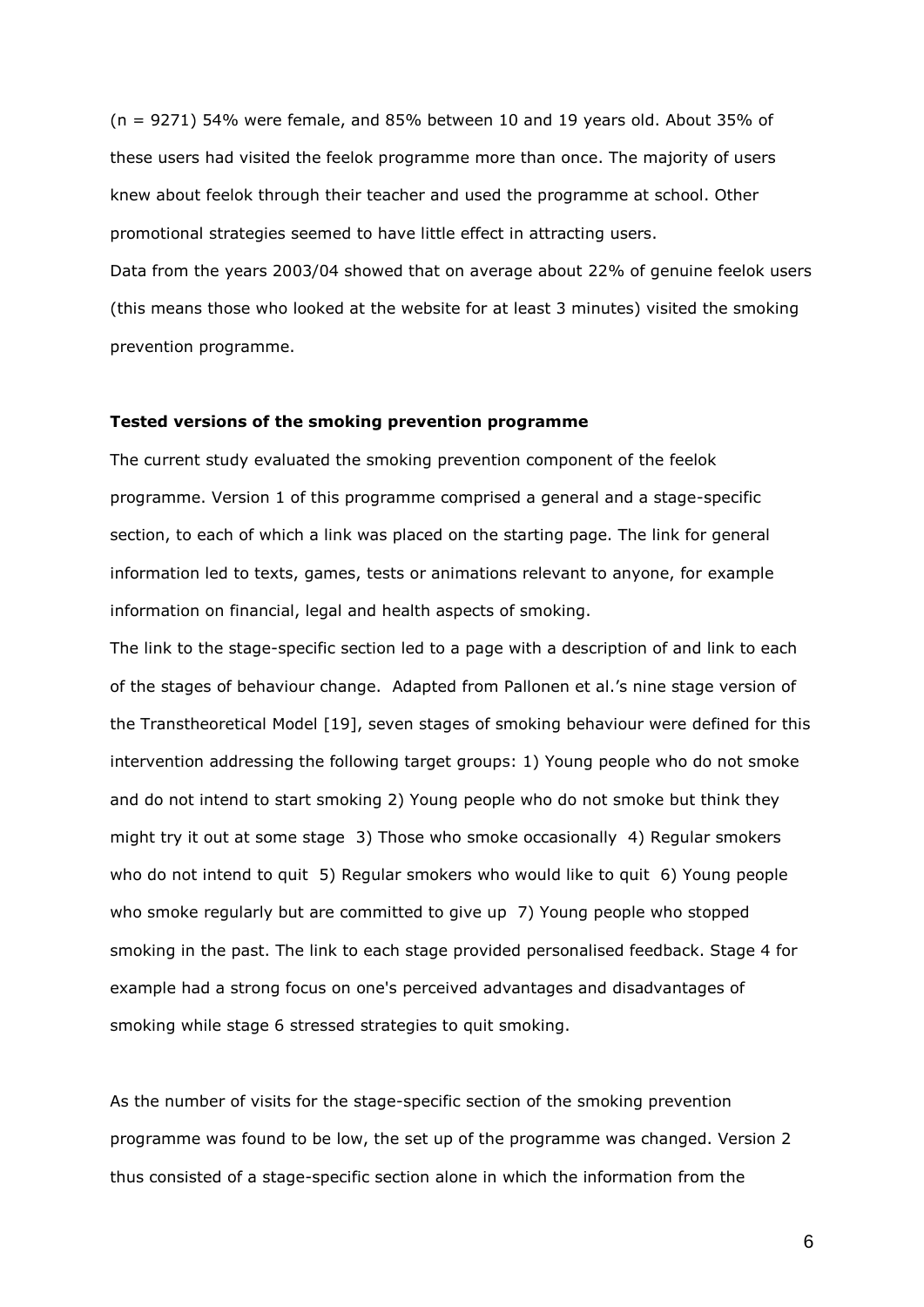(n = 9271) 54% were female, and 85% between 10 and 19 years old. About 35% of these users had visited the feelok programme more than once. The majority of users knew about feelok through their teacher and used the programme at school. Other promotional strategies seemed to have little effect in attracting users.

Data from the years 2003/04 showed that on average about 22% of genuine feelok users (this means those who looked at the website for at least 3 minutes) visited the smoking prevention programme.

### Tested versions of the smoking prevention programme

The current study evaluated the smoking prevention component of the feelok programme. Version 1 of this programme comprised a general and a stage-specific section, to each of which a link was placed on the starting page. The link for general information led to texts, games, tests or animations relevant to anyone, for example information on financial, legal and health aspects of smoking.

The link to the stage-specific section led to a page with a description of and link to each of the stages of behaviour change. Adapted from Pallonen et al.'s nine stage version of the Transtheoretical Model [19], seven stages of smoking behaviour were defined for this intervention addressing the following target groups: 1) Young people who do not smoke and do not intend to start smoking 2) Young people who do not smoke but think they might try it out at some stage 3) Those who smoke occasionally 4) Regular smokers who do not intend to quit 5) Regular smokers who would like to quit 6) Young people who smoke regularly but are committed to give up 7) Young people who stopped smoking in the past. The link to each stage provided personalised feedback. Stage 4 for example had a strong focus on one's perceived advantages and disadvantages of smoking while stage 6 stressed strategies to quit smoking.

As the number of visits for the stage-specific section of the smoking prevention programme was found to be low, the set up of the programme was changed. Version 2 thus consisted of a stage-specific section alone in which the information from the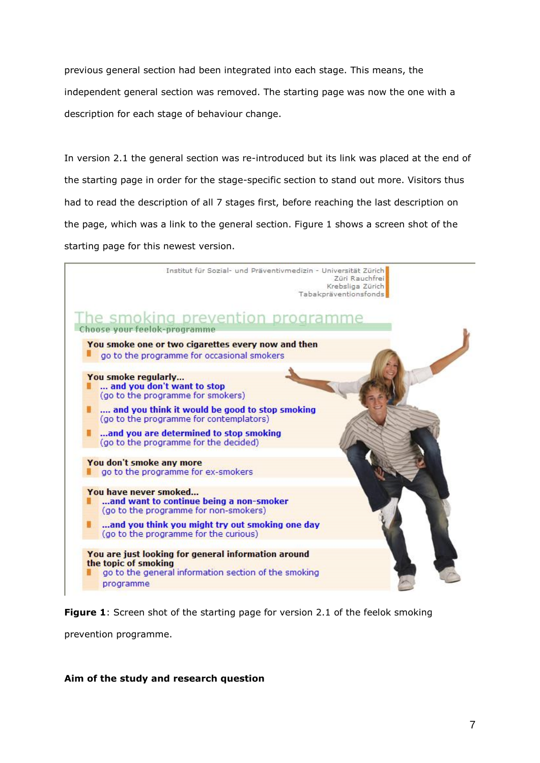previous general section had been integrated into each stage. This means, the independent general section was removed. The starting page was now the one with a description for each stage of behaviour change.

In version 2.1 the general section was re-introduced but its link was placed at the end of the starting page in order for the stage-specific section to stand out more. Visitors thus had to read the description of all 7 stages first, before reaching the last description on the page, which was a link to the general section. Figure 1 shows a screen shot of the starting page for this newest version.

Institut für Sozial- und Präventivmedizin - Universität Zürich
Züri Rauchfrei
Krebsliga Zürich
Tabakpräventionsfonds

The smoking prevention programme

Choose your feelok-programme

**You smoke one or two cigarettes every now and then**
- go to the programme for occasional smokers

**You smoke regularly...**
- **... and you don't want to stop** (go to the programme for smokers)
- **.... and you think it would be good to stop smoking** (go to the programme for contemplators)
- **...and you are determined to stop smoking** (go to the programme for the decided)

**You don't smoke any more**
- go to the programme for ex-smokers

**You have never smoked...**
- **...and want to continue being a non-smoker** (go to the programme for non-smokers)
- **...and you think you might try out smoking one day** (go to the programme for the curious)

**You are just looking for general information around the topic of smoking**
- go to the general information section of the smoking programme

**Figure 1**: Screen shot of the starting page for version 2.1 of the feelok smoking prevention programme.

**Aim of the study and research question**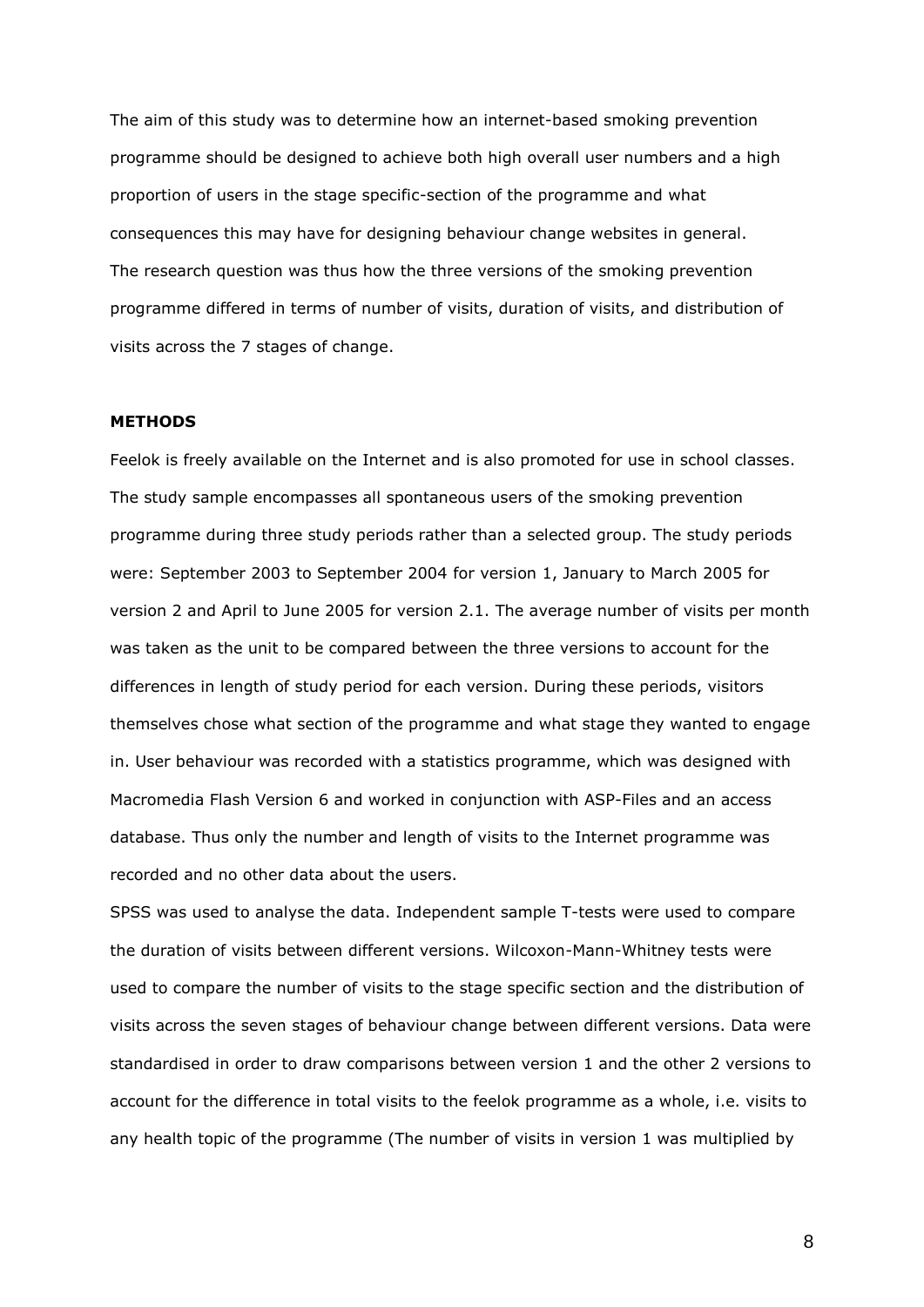The aim of this study was to determine how an internet-based smoking prevention programme should be designed to achieve both high overall user numbers and a high proportion of users in the stage specific-section of the programme and what consequences this may have for designing behaviour change websites in general. The research question was thus how the three versions of the smoking prevention programme differed in terms of number of visits, duration of visits, and distribution of visits across the 7 stages of change.

## METHODS

Feelok is freely available on the Internet and is also promoted for use in school classes. The study sample encompasses all spontaneous users of the smoking prevention programme during three study periods rather than a selected group. The study periods were: September 2003 to September 2004 for version 1, January to March 2005 for version 2 and April to June 2005 for version 2.1. The average number of visits per month was taken as the unit to be compared between the three versions to account for the differences in length of study period for each version. During these periods, visitors themselves chose what section of the programme and what stage they wanted to engage in. User behaviour was recorded with a statistics programme, which was designed with Macromedia Flash Version 6 and worked in conjunction with ASP-Files and an access database. Thus only the number and length of visits to the Internet programme was recorded and no other data about the users.

SPSS was used to analyse the data. Independent sample T-tests were used to compare the duration of visits between different versions. Wilcoxon-Mann-Whitney tests were used to compare the number of visits to the stage specific section and the distribution of visits across the seven stages of behaviour change between different versions. Data were standardised in order to draw comparisons between version 1 and the other 2 versions to account for the difference in total visits to the feelok programme as a whole, i.e. visits to any health topic of the programme (The number of visits in version 1 was multiplied by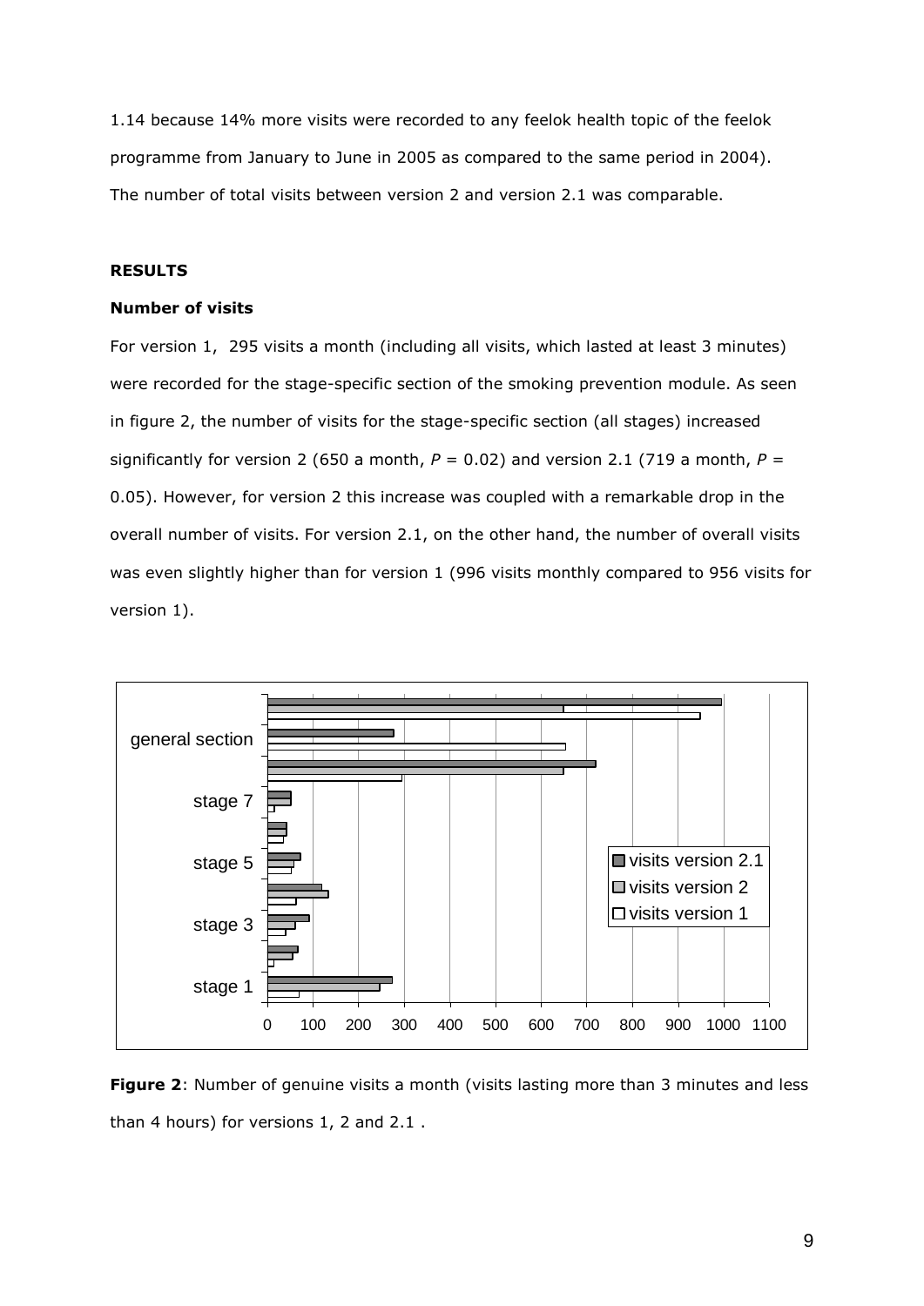1.14 because 14% more visits were recorded to any feelok health topic of the feelok programme from January to June in 2005 as compared to the same period in 2004). The number of total visits between version 2 and version 2.1 was comparable.

## RESULTS

### Number of visits

For version 1, 295 visits a month (including all visits, which lasted at least 3 minutes) were recorded for the stage-specific section of the smoking prevention module. As seen in figure 2, the number of visits for the stage-specific section (all stages) increased significantly for version 2 (650 a month, $P = 0.02$) and version 2.1 (719 a month, $P = 0.05$). However, for version 2 this increase was coupled with a remarkable drop in the overall number of visits. For version 2.1, on the other hand, the number of overall visits was even slightly higher than for version 1 (996 visits monthly compared to 956 visits for version 1).

**Figure 2**: Number of genuine visits a month (visits lasting more than 3 minutes and less than 4 hours) for versions 1, 2 and 2.1 .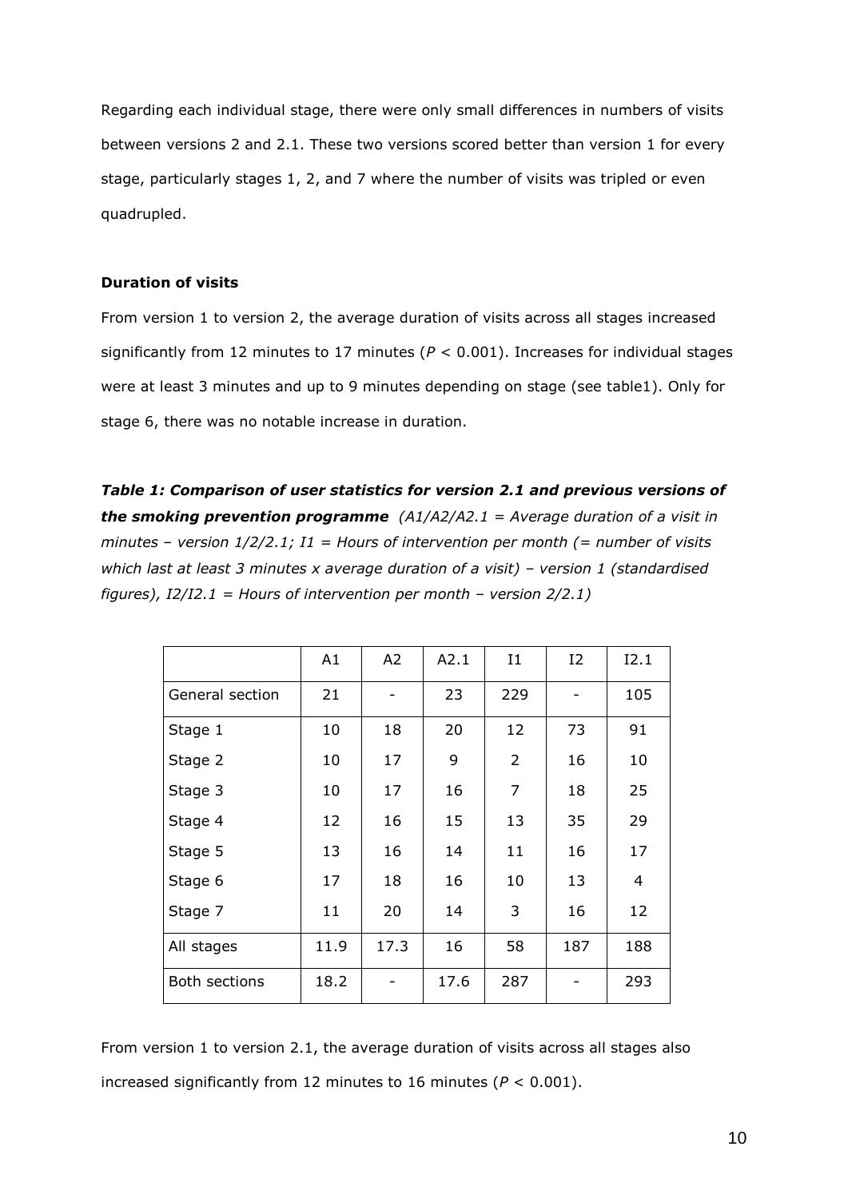Regarding each individual stage, there were only small differences in numbers of visits between versions 2 and 2.1. These two versions scored better than version 1 for every stage, particularly stages 1, 2, and 7 where the number of visits was tripled or even quadrupled.

**Duration of visits**

From version 1 to version 2, the average duration of visits across all stages increased significantly from 12 minutes to 17 minutes ($P < 0.001$). Increases for individual stages were at least 3 minutes and up to 9 minutes depending on stage (see table1). Only for stage 6, there was no notable increase in duration.

***Table 1: Comparison of user statistics for version 2.1 and previous versions of the smoking prevention programme*** *(A1/A2/A2.1 = Average duration of a visit in minutes – version 1/2/2.1; I1 = Hours of intervention per month (= number of visits which last at least 3 minutes x average duration of a visit) – version 1 (standardised figures), I2/I2.1 = Hours of intervention per month – version 2/2.1)*

| | A1 | A2 | A2.1 | I1 | I2 | I2.1 |
|---|---|---|---|---|---|---|
| General section | 21 | - | 23 | 229 | - | 105 |
| Stage 1 | 10 | 18 | 20 | 12 | 73 | 91 |
| Stage 2 | 10 | 17 | 9 | 2 | 16 | 10 |
| Stage 3 | 10 | 17 | 16 | 7 | 18 | 25 |
| Stage 4 | 12 | 16 | 15 | 13 | 35 | 29 |
| Stage 5 | 13 | 16 | 14 | 11 | 16 | 17 |
| Stage 6 | 17 | 18 | 16 | 10 | 13 | 4 |
| Stage 7 | 11 | 20 | 14 | 3 | 16 | 12 |
| All stages | 11.9 | 17.3 | 16 | 58 | 187 | 188 |
| Both sections | 18.2 | - | 17.6 | 287 | - | 293 |

From version 1 to version 2.1, the average duration of visits across all stages also increased significantly from 12 minutes to 16 minutes ($P < 0.001$).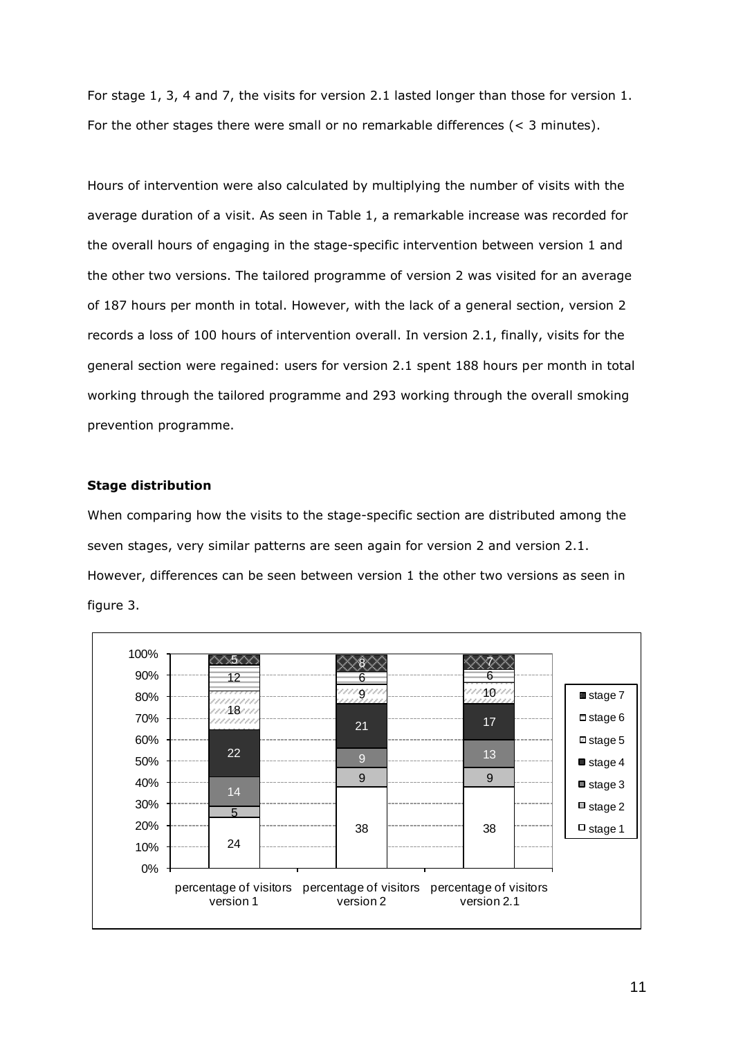For stage 1, 3, 4 and 7, the visits for version 2.1 lasted longer than those for version 1. For the other stages there were small or no remarkable differences (< 3 minutes).

Hours of intervention were also calculated by multiplying the number of visits with the average duration of a visit. As seen in Table 1, a remarkable increase was recorded for the overall hours of engaging in the stage-specific intervention between version 1 and the other two versions. The tailored programme of version 2 was visited for an average of 187 hours per month in total. However, with the lack of a general section, version 2 records a loss of 100 hours of intervention overall. In version 2.1, finally, visits for the general section were regained: users for version 2.1 spent 188 hours per month in total working through the tailored programme and 293 working through the overall smoking prevention programme.

**Stage distribution**

When comparing how the visits to the stage-specific section are distributed among the seven stages, very similar patterns are seen again for version 2 and version 2.1. However, differences can be seen between version 1 the other two versions as seen in figure 3.

| | percentage of visitors version 1 | percentage of visitors version 2 | percentage of visitors version 2.1 |
|---|---|---|---|
| stage 1 | 24 | 38 | 38 |
| stage 2 | 5 | 9 | 9 |
| stage 3 | 14 | 9 | 13 |
| stage 4 | 22 | 21 | 17 |
| stage 5 | 18 | 9 | 10 |
| stage 6 | 12 | 6 | 6 |
| stage 7 | 5 | 8 | 7 |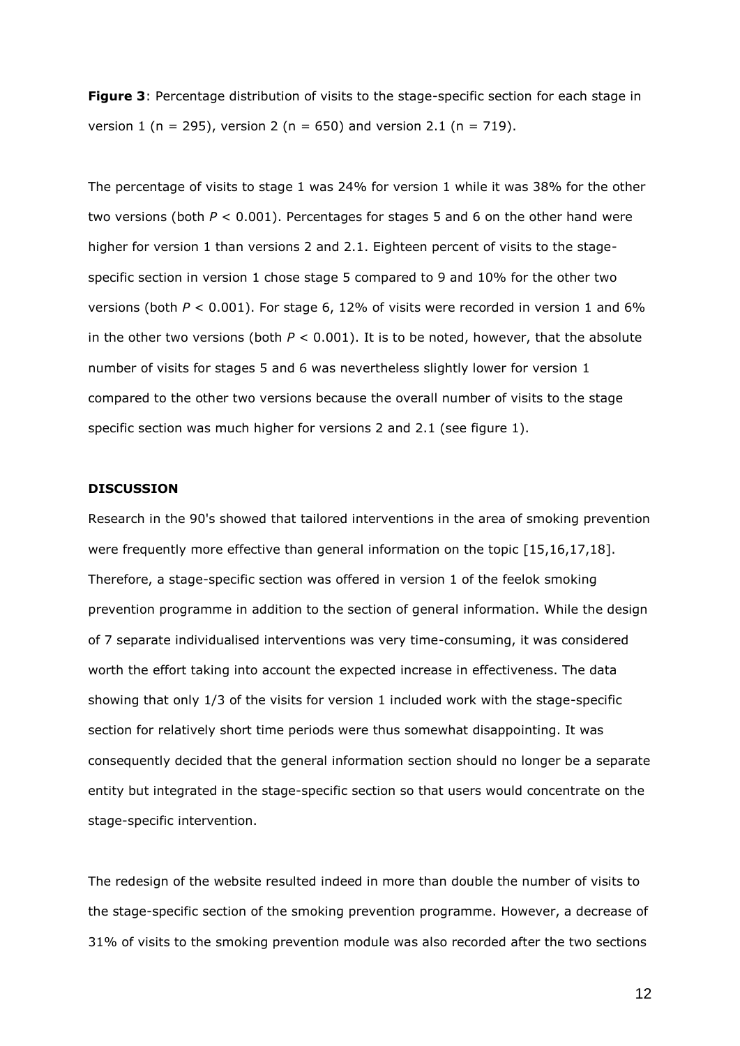**Figure 3**: Percentage distribution of visits to the stage-specific section for each stage in version 1 ($n = 295$), version 2 ($n = 650$) and version 2.1 ($n = 719$).

The percentage of visits to stage 1 was 24% for version 1 while it was 38% for the other two versions (both $P < 0.001$). Percentages for stages 5 and 6 on the other hand were higher for version 1 than versions 2 and 2.1. Eighteen percent of visits to the stage-specific section in version 1 chose stage 5 compared to 9 and 10% for the other two versions (both $P < 0.001$). For stage 6, 12% of visits were recorded in version 1 and 6% in the other two versions (both $P < 0.001$). It is to be noted, however, that the absolute number of visits for stages 5 and 6 was nevertheless slightly lower for version 1 compared to the other two versions because the overall number of visits to the stage specific section was much higher for versions 2 and 2.1 (see figure 1).

## DISCUSSION

Research in the 90's showed that tailored interventions in the area of smoking prevention were frequently more effective than general information on the topic [15,16,17,18]. Therefore, a stage-specific section was offered in version 1 of the feelok smoking prevention programme in addition to the section of general information. While the design of 7 separate individualised interventions was very time-consuming, it was considered worth the effort taking into account the expected increase in effectiveness. The data showing that only 1/3 of the visits for version 1 included work with the stage-specific section for relatively short time periods were thus somewhat disappointing. It was consequently decided that the general information section should no longer be a separate entity but integrated in the stage-specific section so that users would concentrate on the stage-specific intervention.

The redesign of the website resulted indeed in more than double the number of visits to the stage-specific section of the smoking prevention programme. However, a decrease of 31% of visits to the smoking prevention module was also recorded after the two sections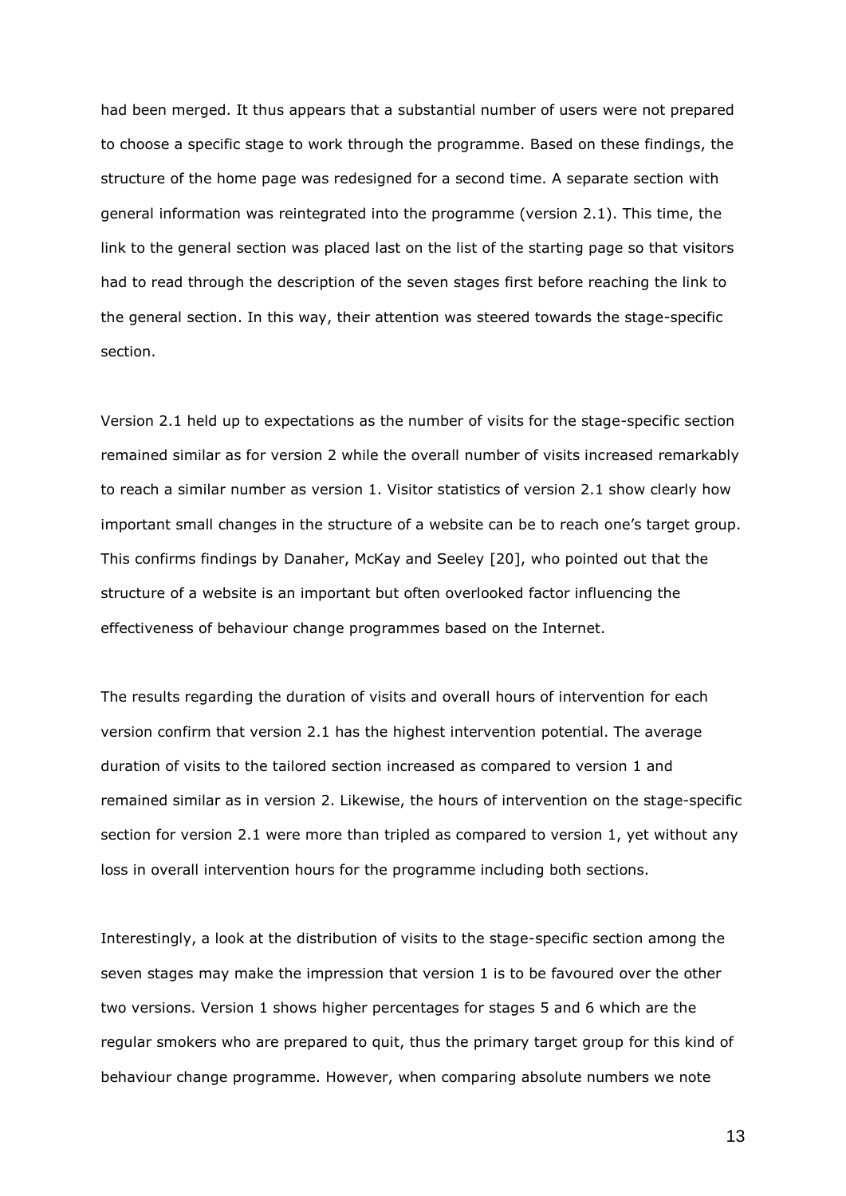had been merged. It thus appears that a substantial number of users were not prepared to choose a specific stage to work through the programme. Based on these findings, the structure of the home page was redesigned for a second time. A separate section with general information was reintegrated into the programme (version 2.1). This time, the link to the general section was placed last on the list of the starting page so that visitors had to read through the description of the seven stages first before reaching the link to the general section. In this way, their attention was steered towards the stage-specific section.

Version 2.1 held up to expectations as the number of visits for the stage-specific section remained similar as for version 2 while the overall number of visits increased remarkably to reach a similar number as version 1. Visitor statistics of version 2.1 show clearly how important small changes in the structure of a website can be to reach one's target group. This confirms findings by Danaher, McKay and Seeley [20], who pointed out that the structure of a website is an important but often overlooked factor influencing the effectiveness of behaviour change programmes based on the Internet.

The results regarding the duration of visits and overall hours of intervention for each version confirm that version 2.1 has the highest intervention potential. The average duration of visits to the tailored section increased as compared to version 1 and remained similar as in version 2. Likewise, the hours of intervention on the stage-specific section for version 2.1 were more than tripled as compared to version 1, yet without any loss in overall intervention hours for the programme including both sections.

Interestingly, a look at the distribution of visits to the stage-specific section among the seven stages may make the impression that version 1 is to be favoured over the other two versions. Version 1 shows higher percentages for stages 5 and 6 which are the regular smokers who are prepared to quit, thus the primary target group for this kind of behaviour change programme. However, when comparing absolute numbers we note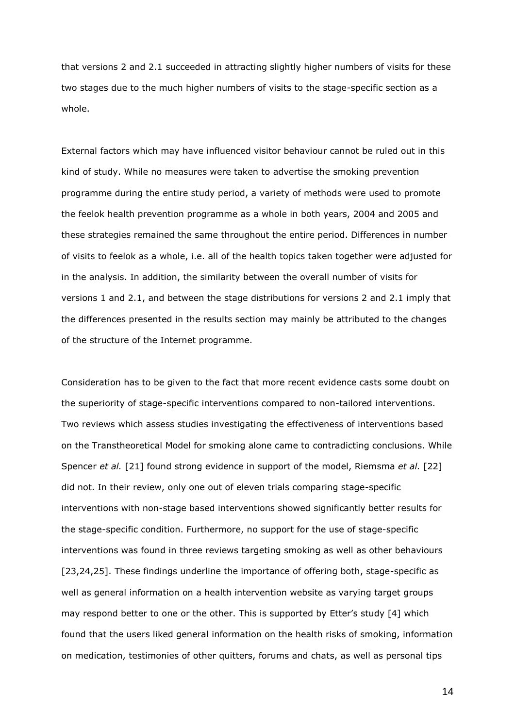that versions 2 and 2.1 succeeded in attracting slightly higher numbers of visits for these two stages due to the much higher numbers of visits to the stage-specific section as a whole.

External factors which may have influenced visitor behaviour cannot be ruled out in this kind of study. While no measures were taken to advertise the smoking prevention programme during the entire study period, a variety of methods were used to promote the feelok health prevention programme as a whole in both years, 2004 and 2005 and these strategies remained the same throughout the entire period. Differences in number of visits to feelok as a whole, i.e. all of the health topics taken together were adjusted for in the analysis. In addition, the similarity between the overall number of visits for versions 1 and 2.1, and between the stage distributions for versions 2 and 2.1 imply that the differences presented in the results section may mainly be attributed to the changes of the structure of the Internet programme.

Consideration has to be given to the fact that more recent evidence casts some doubt on the superiority of stage-specific interventions compared to non-tailored interventions. Two reviews which assess studies investigating the effectiveness of interventions based on the Transtheoretical Model for smoking alone came to contradicting conclusions. While Spencer *et al.* [21] found strong evidence in support of the model, Riemsma *et al.* [22] did not. In their review, only one out of eleven trials comparing stage-specific interventions with non-stage based interventions showed significantly better results for the stage-specific condition. Furthermore, no support for the use of stage-specific interventions was found in three reviews targeting smoking as well as other behaviours [23,24,25]. These findings underline the importance of offering both, stage-specific as well as general information on a health intervention website as varying target groups may respond better to one or the other. This is supported by Etter's study [4] which found that the users liked general information on the health risks of smoking, information on medication, testimonies of other quitters, forums and chats, as well as personal tips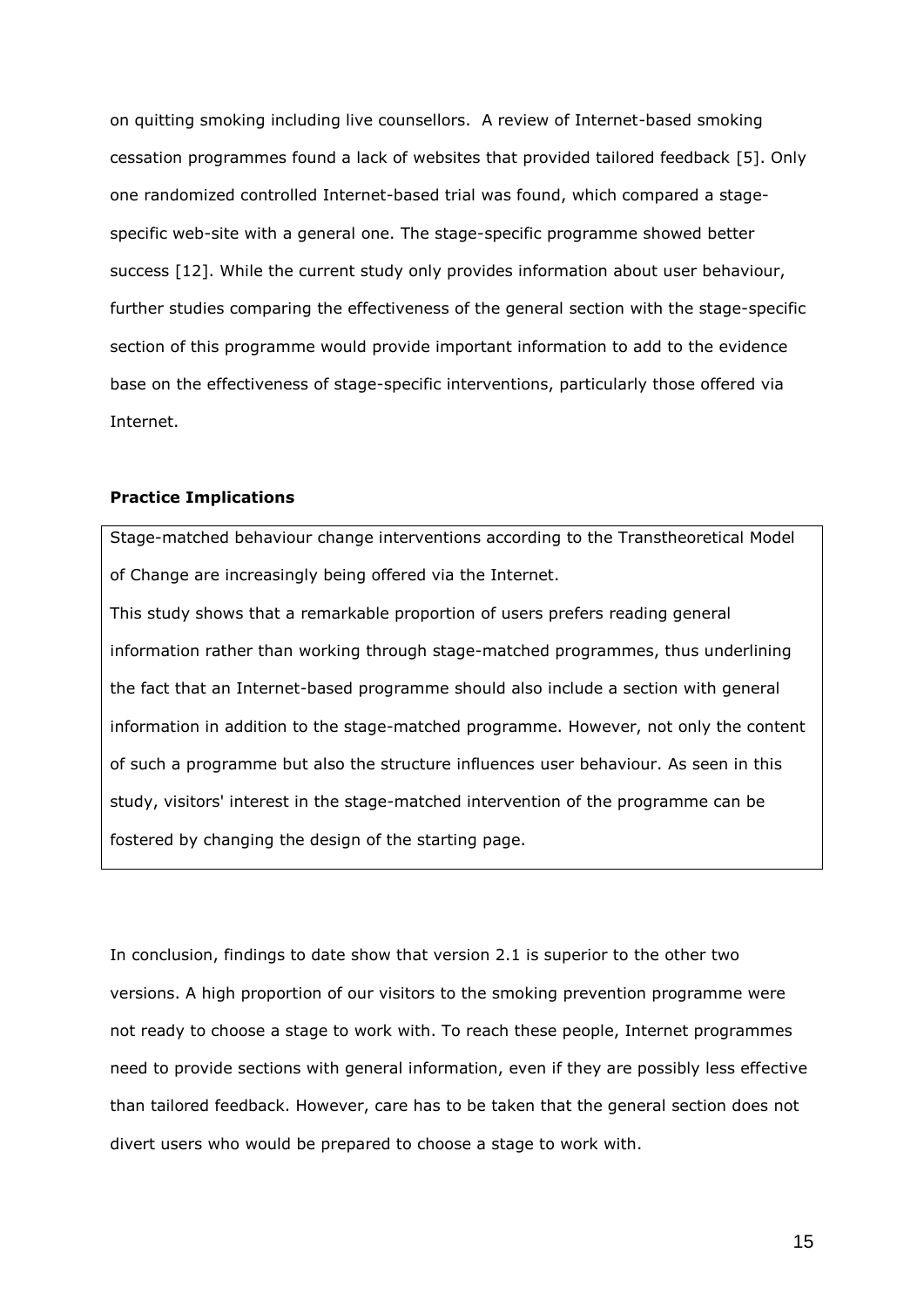on quitting smoking including live counsellors. A review of Internet-based smoking cessation programmes found a lack of websites that provided tailored feedback [5]. Only one randomized controlled Internet-based trial was found, which compared a stage-specific web-site with a general one. The stage-specific programme showed better success [12]. While the current study only provides information about user behaviour, further studies comparing the effectiveness of the general section with the stage-specific section of this programme would provide important information to add to the evidence base on the effectiveness of stage-specific interventions, particularly those offered via Internet.

**Practice Implications**

Stage-matched behaviour change interventions according to the Transtheoretical Model of Change are increasingly being offered via the Internet.

This study shows that a remarkable proportion of users prefers reading general information rather than working through stage-matched programmes, thus underlining the fact that an Internet-based programme should also include a section with general information in addition to the stage-matched programme. However, not only the content of such a programme but also the structure influences user behaviour. As seen in this study, visitors' interest in the stage-matched intervention of the programme can be fostered by changing the design of the starting page.

In conclusion, findings to date show that version 2.1 is superior to the other two versions. A high proportion of our visitors to the smoking prevention programme were not ready to choose a stage to work with. To reach these people, Internet programmes need to provide sections with general information, even if they are possibly less effective than tailored feedback. However, care has to be taken that the general section does not divert users who would be prepared to choose a stage to work with.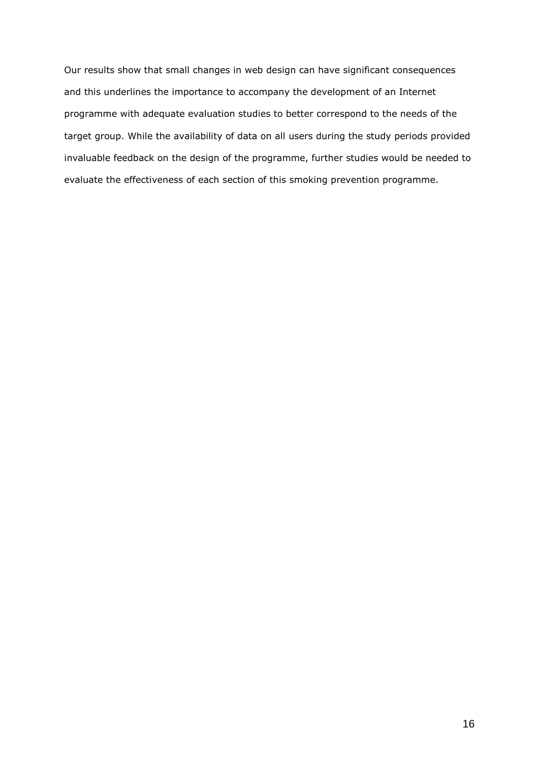Our results show that small changes in web design can have significant consequences and this underlines the importance to accompany the development of an Internet programme with adequate evaluation studies to better correspond to the needs of the target group. While the availability of data on all users during the study periods provided invaluable feedback on the design of the programme, further studies would be needed to evaluate the effectiveness of each section of this smoking prevention programme.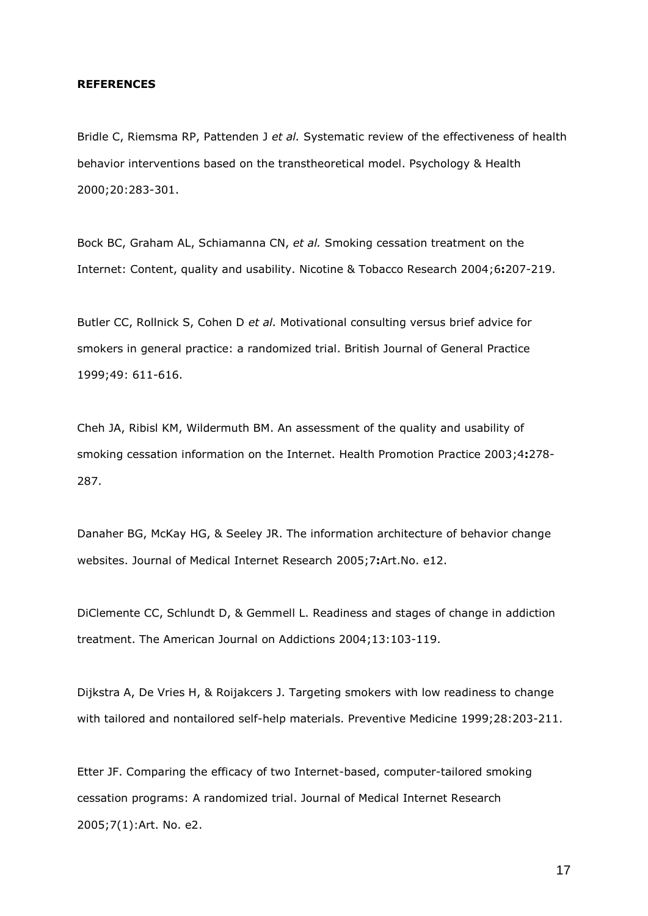**REFERENCES**

Bridle C, Riemsma RP, Pattenden J *et al.* Systematic review of the effectiveness of health behavior interventions based on the transtheoretical model. Psychology & Health 2000;20:283-301.

Bock BC, Graham AL, Schiamanna CN, *et al.* Smoking cessation treatment on the Internet: Content, quality and usability. Nicotine & Tobacco Research 2004;6**:**207-219.

Butler CC, Rollnick S, Cohen D *et al.* Motivational consulting versus brief advice for smokers in general practice: a randomized trial. British Journal of General Practice 1999;49: 611-616.

Cheh JA, Ribisl KM, Wildermuth BM. An assessment of the quality and usability of smoking cessation information on the Internet. Health Promotion Practice 2003;4**:**278-287.

Danaher BG, McKay HG, & Seeley JR. The information architecture of behavior change websites. Journal of Medical Internet Research 2005;7**:**Art.No. e12.

DiClemente CC, Schlundt D, & Gemmell L. Readiness and stages of change in addiction treatment. The American Journal on Addictions 2004;13:103-119.

Dijkstra A, De Vries H, & Roijakcers J. Targeting smokers with low readiness to change with tailored and nontailored self-help materials. Preventive Medicine 1999;28:203-211.

Etter JF. Comparing the efficacy of two Internet-based, computer-tailored smoking cessation programs: A randomized trial. Journal of Medical Internet Research 2005;7(1):Art. No. e2.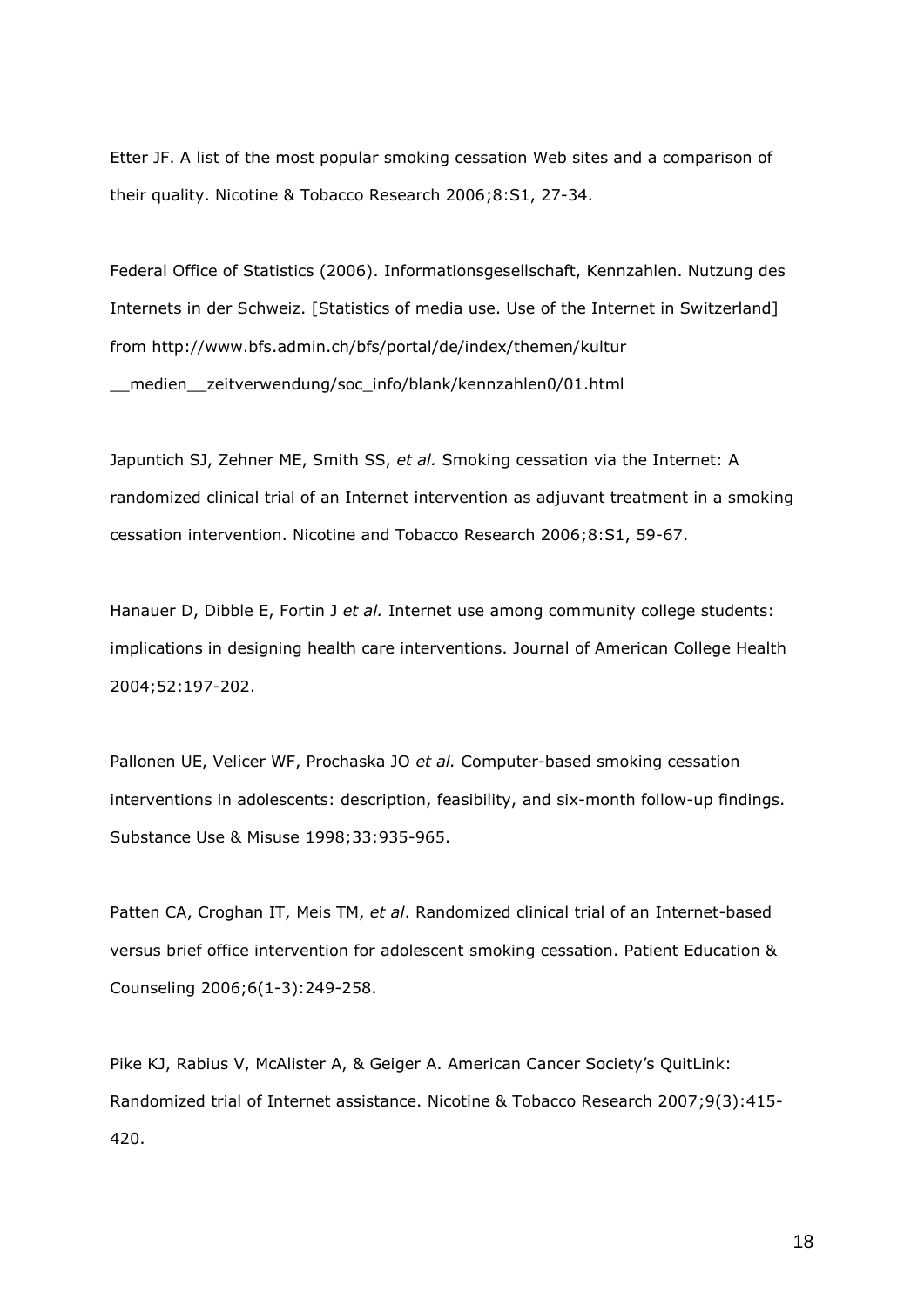Etter JF. A list of the most popular smoking cessation Web sites and a comparison of their quality. Nicotine & Tobacco Research 2006;8:S1, 27-34.

Federal Office of Statistics (2006). Informationsgesellschaft, Kennzahlen. Nutzung des Internets in der Schweiz. [Statistics of media use. Use of the Internet in Switzerland] from http://www.bfs.admin.ch/bfs/portal/de/index/themen/kultur __medien__zeitverwendung/soc_info/blank/kennzahlen0/01.html

Japuntich SJ, Zehner ME, Smith SS, *et al.* Smoking cessation via the Internet: A randomized clinical trial of an Internet intervention as adjuvant treatment in a smoking cessation intervention. Nicotine and Tobacco Research 2006;8:S1, 59-67.

Hanauer D, Dibble E, Fortin J *et al.* Internet use among community college students: implications in designing health care interventions. Journal of American College Health 2004;52:197-202.

Pallonen UE, Velicer WF, Prochaska JO *et al.* Computer-based smoking cessation interventions in adolescents: description, feasibility, and six-month follow-up findings. Substance Use & Misuse 1998;33:935-965.

Patten CA, Croghan IT, Meis TM, *et al*. Randomized clinical trial of an Internet-based versus brief office intervention for adolescent smoking cessation. Patient Education & Counseling 2006;6(1-3):249-258.

Pike KJ, Rabius V, McAlister A, & Geiger A. American Cancer Society's QuitLink: Randomized trial of Internet assistance. Nicotine & Tobacco Research 2007;9(3):415-420.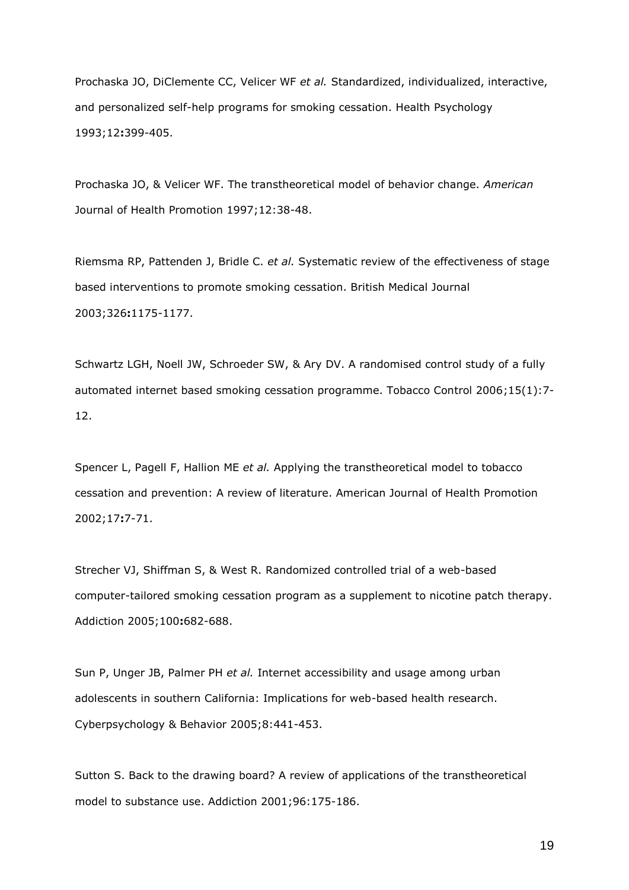Prochaska JO, DiClemente CC, Velicer WF *et al.* Standardized, individualized, interactive, and personalized self-help programs for smoking cessation. Health Psychology 1993;12**:**399-405.

Prochaska JO, & Velicer WF. The transtheoretical model of behavior change. *American* Journal of Health Promotion 1997;12:38-48.

Riemsma RP, Pattenden J, Bridle C. *et al.* Systematic review of the effectiveness of stage based interventions to promote smoking cessation. British Medical Journal 2003;326**:**1175-1177.

Schwartz LGH, Noell JW, Schroeder SW, & Ary DV. A randomised control study of a fully automated internet based smoking cessation programme. Tobacco Control 2006;15(1):7-12.

Spencer L, Pagell F, Hallion ME *et al.* Applying the transtheoretical model to tobacco cessation and prevention: A review of literature. American Journal of Health Promotion 2002;17**:**7-71.

Strecher VJ, Shiffman S, & West R. Randomized controlled trial of a web-based computer-tailored smoking cessation program as a supplement to nicotine patch therapy. Addiction 2005;100**:**682-688.

Sun P, Unger JB, Palmer PH *et al.* Internet accessibility and usage among urban adolescents in southern California: Implications for web-based health research. Cyberpsychology & Behavior 2005;8:441-453.

Sutton S. Back to the drawing board? A review of applications of the transtheoretical model to substance use. Addiction 2001;96:175-186.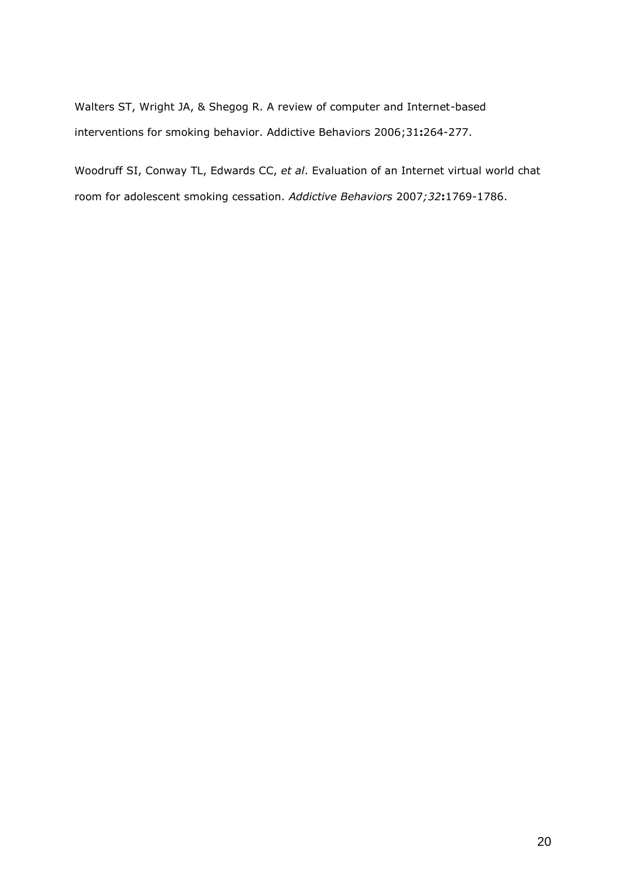Walters ST, Wright JA, & Shegog R. A review of computer and Internet-based interventions for smoking behavior. Addictive Behaviors 2006;31**:**264-277.

Woodruff SI, Conway TL, Edwards CC, *et al*. Evaluation of an Internet virtual world chat room for adolescent smoking cessation. *Addictive Behaviors* 2007*;32***:**1769-1786.